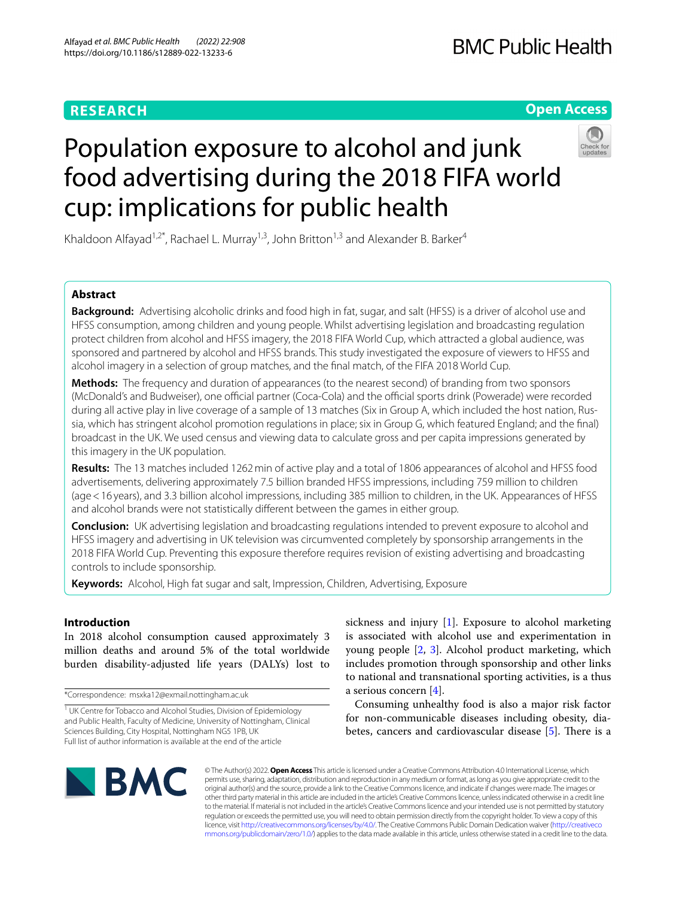**RESEARCH** **Open Access**

# Population exposure to alcohol and junk food advertising during the 2018 FIFA world cup: implications for public health

Khaldoon Alfayad[1,2*], Rachael L. Murray[1,3], John Britton[1,3] and Alexander B. Barker[4]

## Abstract

**Background:** Advertising alcoholic drinks and food high in fat, sugar, and salt (HFSS) is a driver of alcohol use and HFSS consumption, among children and young people. Whilst advertising legislation and broadcasting regulation protect children from alcohol and HFSS imagery, the 2018 FIFA World Cup, which attracted a global audience, was sponsored and partnered by alcohol and HFSS brands. This study investigated the exposure of viewers to HFSS and alcohol imagery in a selection of group matches, and the final match, of the FIFA 2018 World Cup.

**Methods:** The frequency and duration of appearances (to the nearest second) of branding from two sponsors (McDonald's and Budweiser), one official partner (Coca-Cola) and the official sports drink (Powerade) were recorded during all active play in live coverage of a sample of 13 matches (Six in Group A, which included the host nation, Russia, which has stringent alcohol promotion regulations in place; six in Group G, which featured England; and the final) broadcast in the UK. We used census and viewing data to calculate gross and per capita impressions generated by this imagery in the UK population.

**Results:** The 13 matches included 1262 min of active play and a total of 1806 appearances of alcohol and HFSS food advertisements, delivering approximately 7.5 billion branded HFSS impressions, including 759 million to children (age < 16 years), and 3.3 billion alcohol impressions, including 385 million to children, in the UK. Appearances of HFSS and alcohol brands were not statistically different between the games in either group.

**Conclusion:** UK advertising legislation and broadcasting regulations intended to prevent exposure to alcohol and HFSS imagery and advertising in UK television was circumvented completely by sponsorship arrangements in the 2018 FIFA World Cup. Preventing this exposure therefore requires revision of existing advertising and broadcasting controls to include sponsorship.

**Keywords:** Alcohol, High fat sugar and salt, Impression, Children, Advertising, Exposure

## Introduction

In 2018 alcohol consumption caused approximately 3 million deaths and around 5% of the total worldwide burden disability-adjusted life years (DALYs) lost to sickness and injury [1]. Exposure to alcohol marketing is associated with alcohol use and experimentation in young people [2, 3]. Alcohol product marketing, which includes promotion through sponsorship and other links to national and transnational sporting activities, is a thus a serious concern [4].

Consuming unhealthy food is also a major risk factor for non-communicable diseases including obesity, diabetes, cancers and cardiovascular disease [5]. There is a

*Correspondence: msxka12@exmail.nottingham.ac.uk

[1] UK Centre for Tobacco and Alcohol Studies, Division of Epidemiology and Public Health, Faculty of Medicine, University of Nottingham, Clinical Sciences Building, City Hospital, Nottingham NG5 1PB, UK

Full list of author information is available at the end of the article

© The Author(s) 2022. **Open Access** This article is licensed under a Creative Commons Attribution 4.0 International License, which permits use, sharing, adaptation, distribution and reproduction in any medium or format, as long as you give appropriate credit to the original author(s) and the source, provide a link to the Creative Commons licence, and indicate if changes were made. The images or other third party material in this article are included in the article's Creative Commons licence, unless indicated otherwise in a credit line to the material. If material is not included in the article's Creative Commons licence and your intended use is not permitted by statutory regulation or exceeds the permitted use, you will need to obtain permission directly from the copyright holder. To view a copy of this licence, visit http://creativecommons.org/licenses/by/4.0/. The Creative Commons Public Domain Dedication waiver (http://creativecommons.org/publicdomain/zero/1.0/) applies to the data made available in this article, unless otherwise stated in a credit line to the data.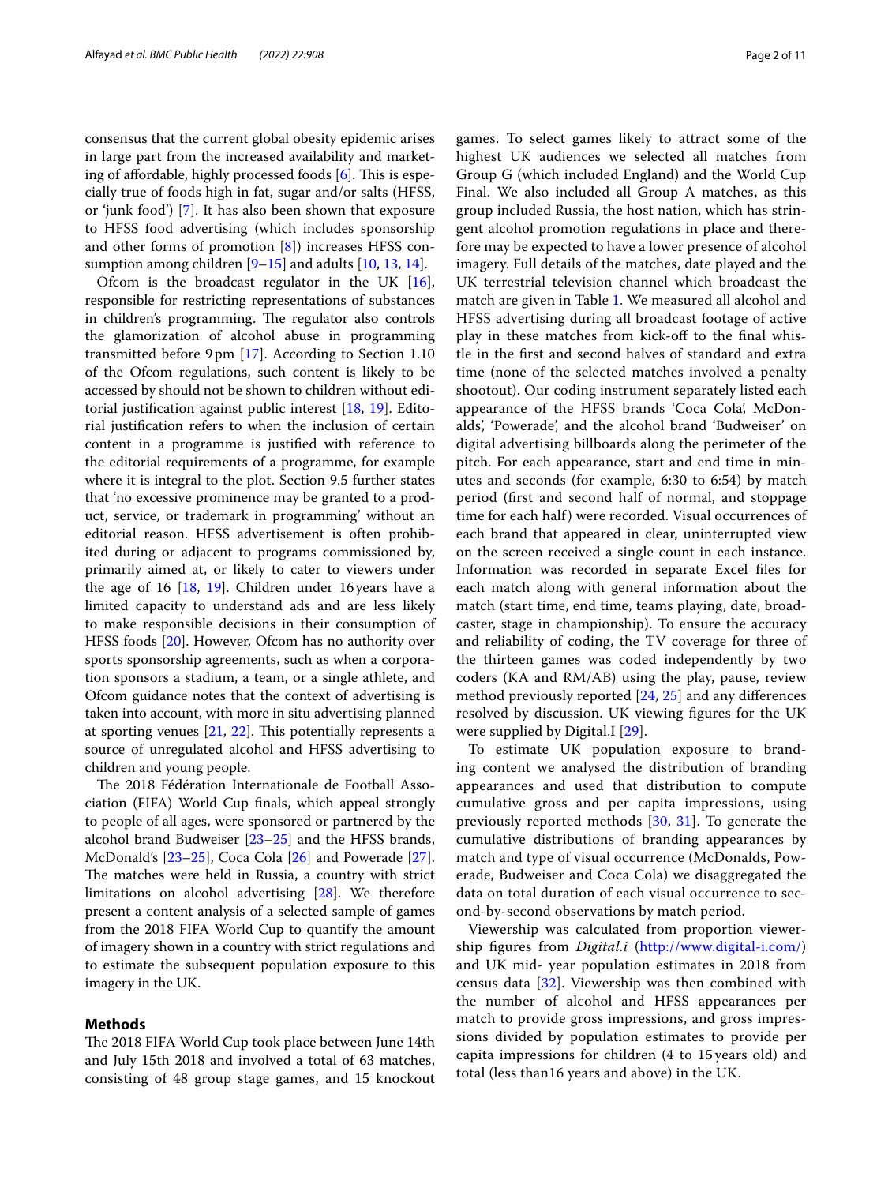consensus that the current global obesity epidemic arises in large part from the increased availability and marketing of affordable, highly processed foods [6]. This is especially true of foods high in fat, sugar and/or salts (HFSS, or 'junk food') [7]. It has also been shown that exposure to HFSS food advertising (which includes sponsorship and other forms of promotion [8]) increases HFSS consumption among children [9–15] and adults [10, 13, 14].

Ofcom is the broadcast regulator in the UK [16], responsible for restricting representations of substances in children's programming. The regulator also controls the glamorization of alcohol abuse in programming transmitted before 9 pm [17]. According to Section 1.10 of the Ofcom regulations, such content is likely to be accessed by should not be shown to children without editorial justification against public interest [18, 19]. Editorial justification refers to when the inclusion of certain content in a programme is justified with reference to the editorial requirements of a programme, for example where it is integral to the plot. Section 9.5 further states that 'no excessive prominence may be granted to a product, service, or trademark in programming' without an editorial reason. HFSS advertisement is often prohibited during or adjacent to programs commissioned by, primarily aimed at, or likely to cater to viewers under the age of 16 [18, 19]. Children under 16 years have a limited capacity to understand ads and are less likely to make responsible decisions in their consumption of HFSS foods [20]. However, Ofcom has no authority over sports sponsorship agreements, such as when a corporation sponsors a stadium, a team, or a single athlete, and Ofcom guidance notes that the context of advertising is taken into account, with more in situ advertising planned at sporting venues [21, 22]. This potentially represents a source of unregulated alcohol and HFSS advertising to children and young people.

The 2018 Fédération Internationale de Football Association (FIFA) World Cup finals, which appeal strongly to people of all ages, were sponsored or partnered by the alcohol brand Budweiser [23–25] and the HFSS brands, McDonald's [23–25], Coca Cola [26] and Powerade [27]. The matches were held in Russia, a country with strict limitations on alcohol advertising [28]. We therefore present a content analysis of a selected sample of games from the 2018 FIFA World Cup to quantify the amount of imagery shown in a country with strict regulations and to estimate the subsequent population exposure to this imagery in the UK.

## Methods

The 2018 FIFA World Cup took place between June 14th and July 15th 2018 and involved a total of 63 matches, consisting of 48 group stage games, and 15 knockout games. To select games likely to attract some of the highest UK audiences we selected all matches from Group G (which included England) and the World Cup Final. We also included all Group A matches, as this group included Russia, the host nation, which has stringent alcohol promotion regulations in place and therefore may be expected to have a lower presence of alcohol imagery. Full details of the matches, date played and the UK terrestrial television channel which broadcast the match are given in Table 1. We measured all alcohol and HFSS advertising during all broadcast footage of active play in these matches from kick-off to the final whistle in the first and second halves of standard and extra time (none of the selected matches involved a penalty shootout). Our coding instrument separately listed each appearance of the HFSS brands 'Coca Cola', McDonalds', 'Powerade', and the alcohol brand 'Budweiser' on digital advertising billboards along the perimeter of the pitch. For each appearance, start and end time in minutes and seconds (for example, 6:30 to 6:54) by match period (first and second half of normal, and stoppage time for each half) were recorded. Visual occurrences of each brand that appeared in clear, uninterrupted view on the screen received a single count in each instance. Information was recorded in separate Excel files for each match along with general information about the match (start time, end time, teams playing, date, broadcaster, stage in championship). To ensure the accuracy and reliability of coding, the TV coverage for three of the thirteen games was coded independently by two coders (KA and RM/AB) using the play, pause, review method previously reported [24, 25] and any differences resolved by discussion. UK viewing figures for the UK were supplied by Digital.I [29].

To estimate UK population exposure to branding content we analysed the distribution of branding appearances and used that distribution to compute cumulative gross and per capita impressions, using previously reported methods [30, 31]. To generate the cumulative distributions of branding appearances by match and type of visual occurrence (McDonalds, Powerade, Budweiser and Coca Cola) we disaggregated the data on total duration of each visual occurrence to second-by-second observations by match period.

Viewership was calculated from proportion viewership figures from *Digital.i* (http://www.digital-i.com/) and UK mid- year population estimates in 2018 from census data [32]. Viewership was then combined with the number of alcohol and HFSS appearances per match to provide gross impressions, and gross impressions divided by population estimates to provide per capita impressions for children (4 to 15 years old) and total (less than16 years and above) in the UK.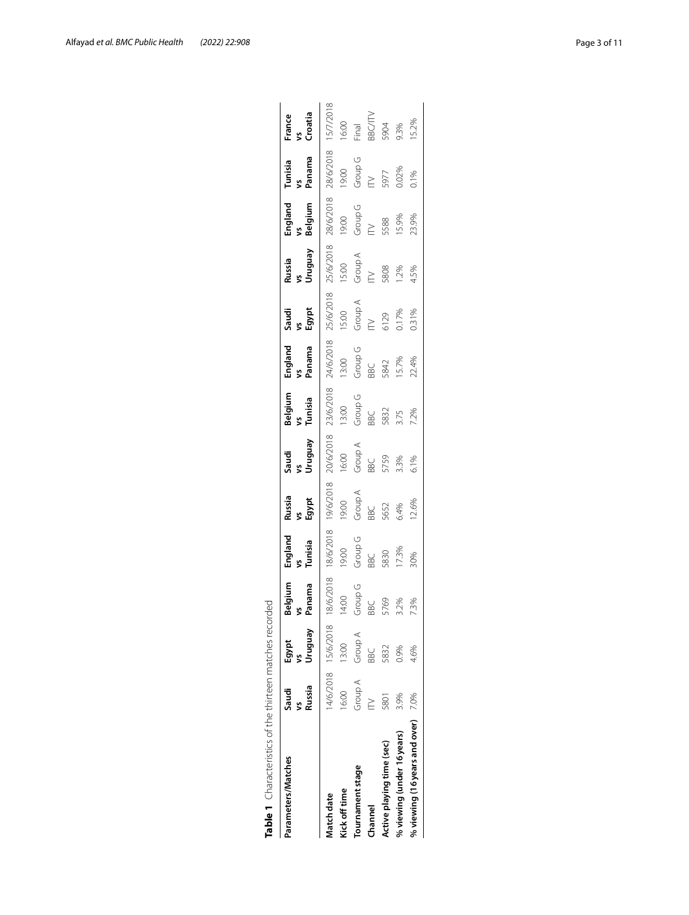**Table 1** Characteristics of the thirteen matches recorded

| Parameters/Matches | Saudi vs Russia | Egypt vs Uruguay | Belgium vs Panama | England vs Tunisia | Russia vs Egypt | Saudi vs Uruguay | Belgium vs Tunisia | England vs Panama | Saudi vs Egypt | Russia vs Uruguay | England vs Belgium | Tunisia vs Panama | France vs Croatia |
|---|---|---|---|---|---|---|---|---|---|---|---|---|---|
| **Match date** | 14/6/2018 | 15/6/2018 | 18/6/2018 | 18/6/2018 | 19/6/2018 | 20/6/2018 | 23/6/2018 | 24/6/2018 | 25/6/2018 | 25/6/2018 | 28/6/2018 | 28/6/2018 | 15/7/2018 |
| **Kick off time** | 16:00 | 13:00 | 14:00 | 19:00 | 19:00 | 16:00 | 13:00 | 13:00 | 15:00 | 15:00 | 19:00 | 19:00 | 16:00 |
| **Tournament stage** | Group A | Group A | Group G | Group G | Group A | Group A | Group G | Group G | Group A | Group A | Group G | Group G | Final |
| **Channel** | ITV | BBC | BBC | BBC | BBC | BBC | BBC | BBC | ITV | ITV | ITV | ITV | BBC/ITV |
| **Active playing time (sec)** | 5801 | 5832 | 5769 | 5830 | 5652 | 5759 | 5832 | 5842 | 6129 | 5808 | 5588 | 5977 | 5904 |
| **% viewing (under 16 years)** | 3.9% | 0.9% | 3.2% | 17.3% | 6.4% | 3.3% | 3.75 | 15.7% | 0.17% | 1.2% | 15.9% | 0.02% | 9.3% |
| **% viewing (16 years and over)** | 7.0% | 4.6% | 7.3% | 30% | 12.6% | 6.1% | 7.2% | 22.4% | 0.31% | 4.5% | 23.9% | 0.1% | 15.2% |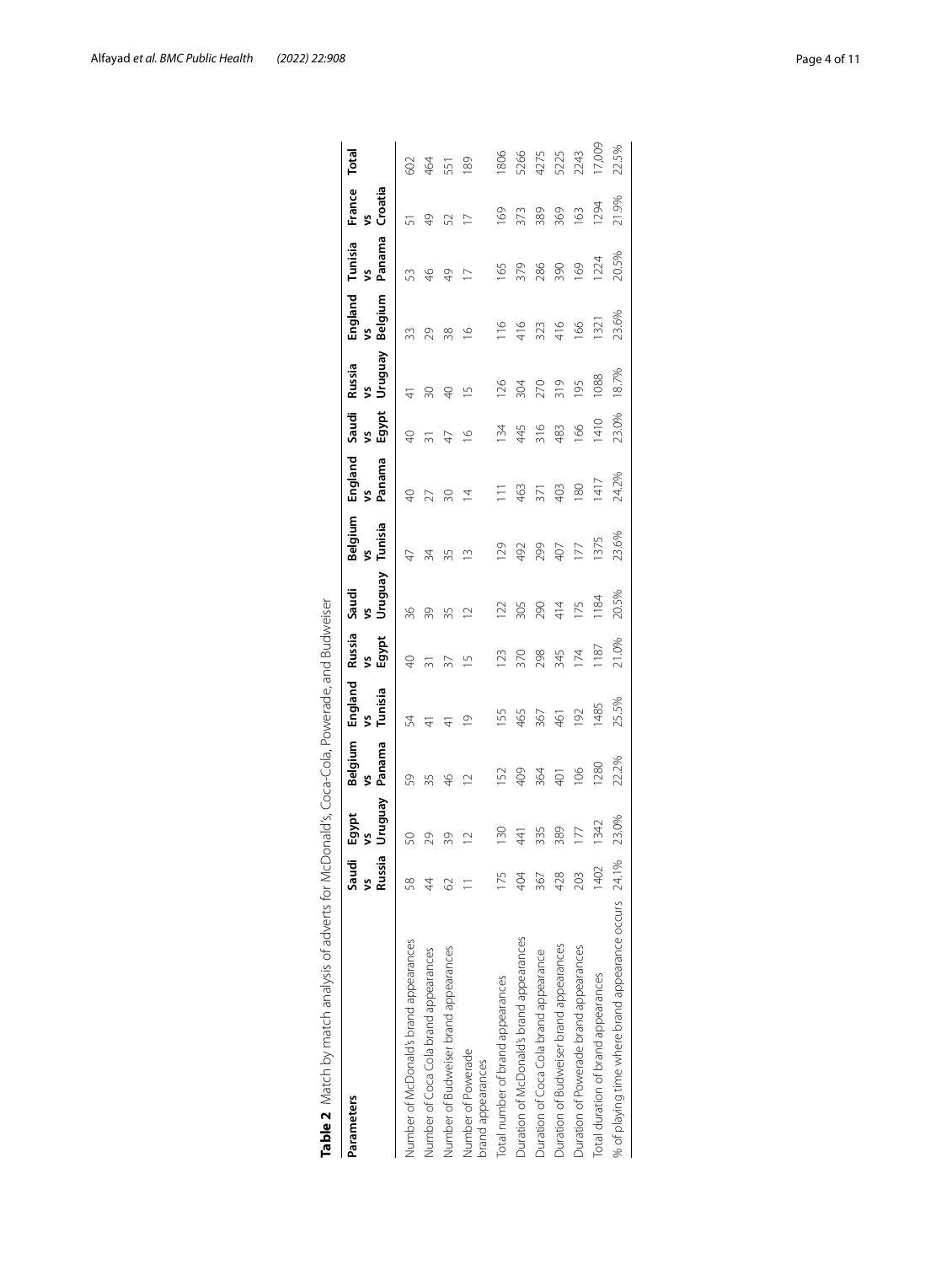**Table 2** Match by match analysis of adverts for McDonald's, Coca-Cola, Powerade, and Budweiser

| Parameters | Saudi vs Russia | Egypt vs Uruguay | Belgium vs Panama | England vs Tunisia | Russia vs Egypt | Saudi vs Uruguay | Belgium vs Tunisia | England vs Panama | Saudi vs Egypt | Russia vs Uruguay | England vs Belgium | Tunisia vs Panama | France vs Croatia | Total |
|---|---|---|---|---|---|---|---|---|---|---|---|---|---|---|
| Number of McDonald's brand appearances | 58 | 50 | 59 | 54 | 40 | 36 | 47 | 40 | 40 | 41 | 33 | 53 | 51 | 602 |
| Number of Coca Cola brand appearances | 44 | 29 | 35 | 41 | 31 | 39 | 34 | 27 | 31 | 30 | 29 | 46 | 49 | 464 |
| Number of Budweiser brand appearances | 62 | 39 | 46 | 41 | 37 | 35 | 35 | 30 | 47 | 40 | 38 | 49 | 52 | 551 |
| Number of Powerade brand appearances | 11 | 12 | 12 | 19 | 15 | 12 | 13 | 14 | 16 | 15 | 16 | 17 | 17 | 189 |
| Total number of brand appearances | 175 | 130 | 152 | 155 | 123 | 122 | 129 | 111 | 134 | 126 | 116 | 165 | 169 | 1806 |
| Duration of McDonald's brand appearances | 404 | 441 | 409 | 465 | 370 | 305 | 492 | 463 | 445 | 304 | 416 | 379 | 373 | 5266 |
| Duration of Coca Cola brand appearance | 367 | 335 | 364 | 367 | 298 | 290 | 299 | 371 | 316 | 270 | 323 | 286 | 389 | 4275 |
| Duration of Budweiser brand appearances | 428 | 389 | 401 | 461 | 345 | 414 | 407 | 403 | 483 | 319 | 416 | 390 | 369 | 5225 |
| Duration of Powerade brand appearances | 203 | 177 | 106 | 192 | 174 | 175 | 177 | 180 | 166 | 195 | 166 | 169 | 163 | 2243 |
| Total duration of brand appearances | 1402 | 1342 | 1280 | 1485 | 1187 | 1184 | 1375 | 1417 | 1410 | 1088 | 1321 | 1224 | 1294 | 17,009 |
| % of playing time where brand appearance occurs | 24.1% | 23.0% | 22.2% | 25.5% | 21.0% | 20.5% | 23.6% | 24.2% | 23.0% | 18.7% | 23.6% | 20.5% | 21.9% | 22.5% |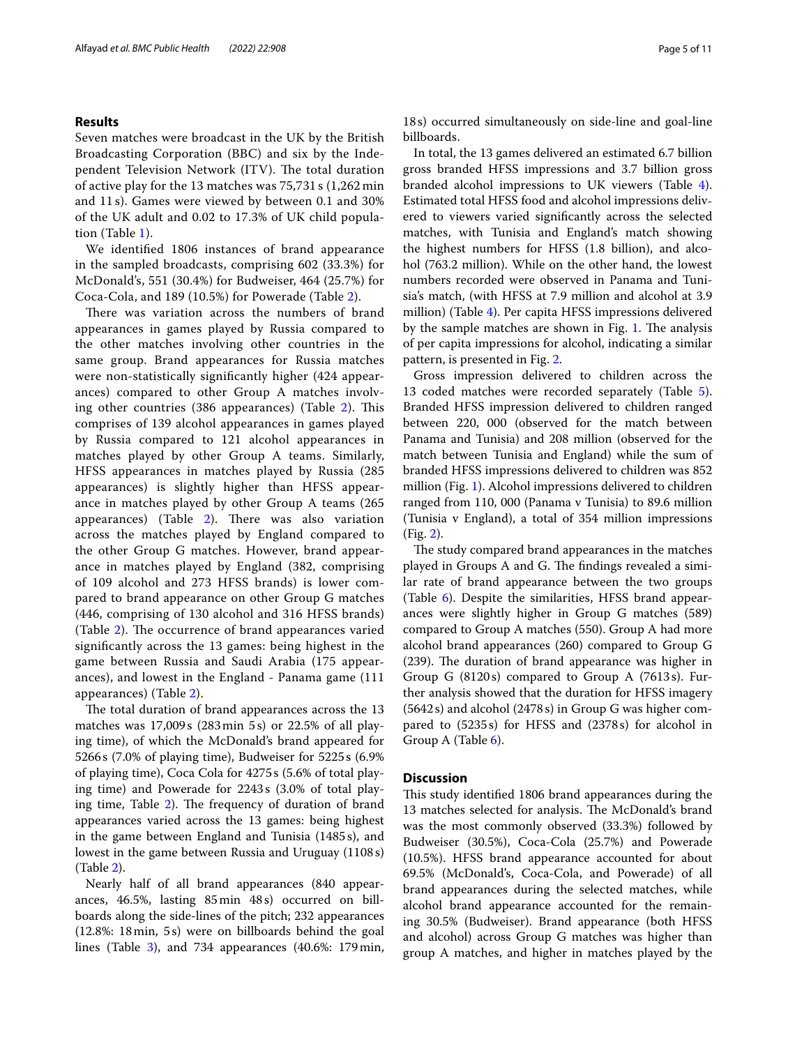## Results

Seven matches were broadcast in the UK by the British Broadcasting Corporation (BBC) and six by the Independent Television Network (ITV). The total duration of active play for the 13 matches was 75,731 s (1,262 min and 11 s). Games were viewed by between 0.1 and 30% of the UK adult and 0.02 to 17.3% of UK child population (Table 1).

We identified 1806 instances of brand appearance in the sampled broadcasts, comprising 602 (33.3%) for McDonald's, 551 (30.4%) for Budweiser, 464 (25.7%) for Coca-Cola, and 189 (10.5%) for Powerade (Table 2).

There was variation across the numbers of brand appearances in games played by Russia compared to the other matches involving other countries in the same group. Brand appearances for Russia matches were non-statistically significantly higher (424 appearances) compared to other Group A matches involving other countries (386 appearances) (Table 2). This comprises of 139 alcohol appearances in games played by Russia compared to 121 alcohol appearances in matches played by other Group A teams. Similarly, HFSS appearances in matches played by Russia (285 appearances) is slightly higher than HFSS appearance in matches played by other Group A teams (265 appearances) (Table 2). There was also variation across the matches played by England compared to the other Group G matches. However, brand appearance in matches played by England (382, comprising of 109 alcohol and 273 HFSS brands) is lower compared to brand appearance on other Group G matches (446, comprising of 130 alcohol and 316 HFSS brands) (Table 2). The occurrence of brand appearances varied significantly across the 13 games: being highest in the game between Russia and Saudi Arabia (175 appearances), and lowest in the England - Panama game (111 appearances) (Table 2).

The total duration of brand appearances across the 13 matches was 17,009 s (283 min 5 s) or 22.5% of all playing time), of which the McDonald's brand appeared for 5266 s (7.0% of playing time), Budweiser for 5225 s (6.9% of playing time), Coca Cola for 4275 s (5.6% of total playing time) and Powerade for 2243 s (3.0% of total playing time, Table 2). The frequency of duration of brand appearances varied across the 13 games: being highest in the game between England and Tunisia (1485 s), and lowest in the game between Russia and Uruguay (1108 s) (Table 2).

Nearly half of all brand appearances (840 appearances, 46.5%, lasting 85 min 48 s) occurred on billboards along the side-lines of the pitch; 232 appearances (12.8%: 18 min, 5 s) were on billboards behind the goal lines (Table 3), and 734 appearances (40.6%: 179 min, 18 s) occurred simultaneously on side-line and goal-line billboards.

In total, the 13 games delivered an estimated 6.7 billion gross branded HFSS impressions and 3.7 billion gross branded alcohol impressions to UK viewers (Table 4). Estimated total HFSS food and alcohol impressions delivered to viewers varied significantly across the selected matches, with Tunisia and England's match showing the highest numbers for HFSS (1.8 billion), and alcohol (763.2 million). While on the other hand, the lowest numbers recorded were observed in Panama and Tunisia's match, (with HFSS at 7.9 million and alcohol at 3.9 million) (Table 4). Per capita HFSS impressions delivered by the sample matches are shown in Fig. 1. The analysis of per capita impressions for alcohol, indicating a similar pattern, is presented in Fig. 2.

Gross impression delivered to children across the 13 coded matches were recorded separately (Table 5). Branded HFSS impression delivered to children ranged between 220, 000 (observed for the match between Panama and Tunisia) and 208 million (observed for the match between Tunisia and England) while the sum of branded HFSS impressions delivered to children was 852 million (Fig. 1). Alcohol impressions delivered to children ranged from 110, 000 (Panama v Tunisia) to 89.6 million (Tunisia v England), a total of 354 million impressions (Fig. 2).

The study compared brand appearances in the matches played in Groups A and G. The findings revealed a similar rate of brand appearance between the two groups (Table 6). Despite the similarities, HFSS brand appearances were slightly higher in Group G matches (589) compared to Group A matches (550). Group A had more alcohol brand appearances (260) compared to Group G (239). The duration of brand appearance was higher in Group G (8120 s) compared to Group A (7613 s). Further analysis showed that the duration for HFSS imagery (5642 s) and alcohol (2478 s) in Group G was higher compared to (5235 s) for HFSS and (2378 s) for alcohol in Group A (Table 6).

## Discussion

This study identified 1806 brand appearances during the 13 matches selected for analysis. The McDonald's brand was the most commonly observed (33.3%) followed by Budweiser (30.5%), Coca-Cola (25.7%) and Powerade (10.5%). HFSS brand appearance accounted for about 69.5% (McDonald's, Coca-Cola, and Powerade) of all brand appearances during the selected matches, while alcohol brand appearance accounted for the remaining 30.5% (Budweiser). Brand appearance (both HFSS and alcohol) across Group G matches was higher than group A matches, and higher in matches played by the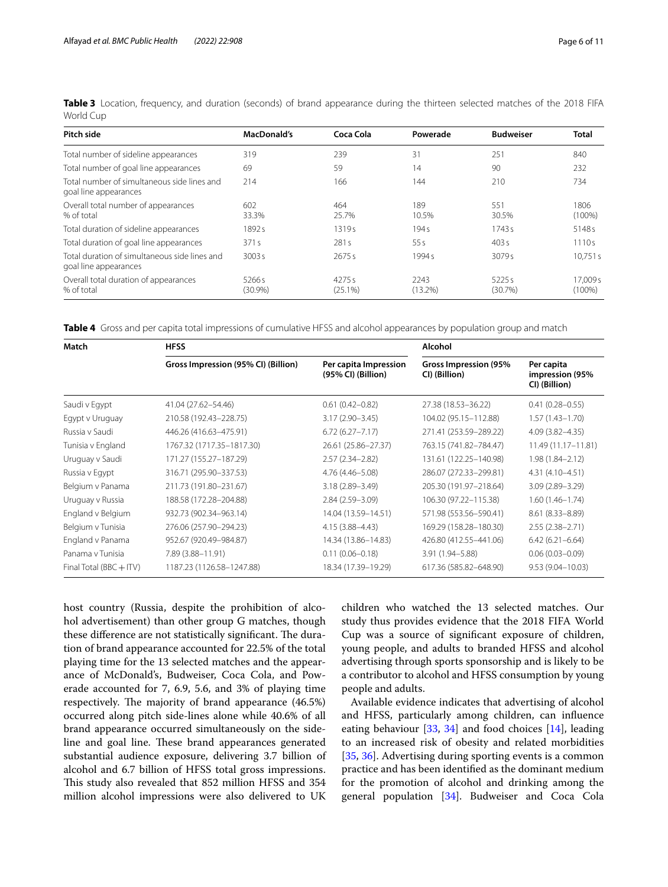**Table 3** Location, frequency, and duration (seconds) of brand appearance during the thirteen selected matches of the 2018 FIFA World Cup

| Pitch side | MacDonald's | Coca Cola | Powerade | Budweiser | Total |
|---|---|---|---|---|---|
| Total number of sideline appearances | 319 | 239 | 31 | 251 | 840 |
| Total number of goal line appearances | 69 | 59 | 14 | 90 | 232 |
| Total number of simultaneous side lines and goal line appearances | 214 | 166 | 144 | 210 | 734 |
| Overall total number of appearances<br>% of total | 602<br>33.3% | 464<br>25.7% | 189<br>10.5% | 551<br>30.5% | 1806<br>(100%) |
| Total duration of sideline appearances | 1892 s | 1319 s | 194 s | 1743 s | 5148 s |
| Total duration of goal line appearances | 371 s | 281 s | 55 s | 403 s | 1110 s |
| Total duration of simultaneous side lines and goal line appearances | 3003 s | 2675 s | 1994 s | 3079 s | 10,751 s |
| Overall total duration of appearances<br>% of total | 5266 s<br>(30.9%) | 4275 s<br>(25.1%) | 2243<br>(13.2%) | 5225 s<br>(30.7%) | 17,009 s<br>(100%) |

**Table 4** Gross and per capita total impressions of cumulative HFSS and alcohol appearances by population group and match

| Match | HFSS | | Alcohol | |
|---|---|---|---|---|
| | Gross Impression (95% CI) (Billion) | Per capita Impression (95% CI) (Billion) | Gross Impression (95% CI) (Billion) | Per capita impression (95% CI) (Billion) |
| Saudi v Egypt | 41.04 (27.62–54.46) | 0.61 (0.42–0.82) | 27.38 (18.53–36.22) | 0.41 (0.28–0.55) |
| Egypt v Uruguay | 210.58 (192.43–228.75) | 3.17 (2.90–3.45) | 104.02 (95.15–112.88) | 1.57 (1.43–1.70) |
| Russia v Saudi | 446.26 (416.63–475.91) | 6.72 (6.27–7.17) | 271.41 (253.59–289.22) | 4.09 (3.82–4.35) |
| Tunisia v England | 1767.32 (1717.35–1817.30) | 26.61 (25.86–27.37) | 763.15 (741.82–784.47) | 11.49 (11.17–11.81) |
| Uruguay v Saudi | 171.27 (155.27–187.29) | 2.57 (2.34–2.82) | 131.61 (122.25–140.98) | 1.98 (1.84–2.12) |
| Russia v Egypt | 316.71 (295.90–337.53) | 4.76 (4.46–5.08) | 286.07 (272.33–299.81) | 4.31 (4.10–4.51) |
| Belgium v Panama | 211.73 (191.80–231.67) | 3.18 (2.89–3.49) | 205.30 (191.97–218.64) | 3.09 (2.89–3.29) |
| Uruguay v Russia | 188.58 (172.28–204.88) | 2.84 (2.59–3.09) | 106.30 (97.22–115.38) | 1.60 (1.46–1.74) |
| England v Belgium | 932.73 (902.34–963.14) | 14.04 (13.59–14.51) | 571.98 (553.56–590.41) | 8.61 (8.33–8.89) |
| Belgium v Tunisia | 276.06 (257.90–294.23) | 4.15 (3.88–4.43) | 169.29 (158.28–180.30) | 2.55 (2.38–2.71) |
| England v Panama | 952.67 (920.49–984.87) | 14.34 (13.86–14.83) | 426.80 (412.55–441.06) | 6.42 (6.21–6.64) |
| Panama v Tunisia | 7.89 (3.88–11.91) | 0.11 (0.06–0.18) | 3.91 (1.94–5.88) | 0.06 (0.03–0.09) |
| Final Total (BBC + ITV) | 1187.23 (1126.58–1247.88) | 18.34 (17.39–19.29) | 617.36 (585.82–648.90) | 9.53 (9.04–10.03) |

host country (Russia, despite the prohibition of alcohol advertisement) than other group G matches, though these difference are not statistically significant. The duration of brand appearance accounted for 22.5% of the total playing time for the 13 selected matches and the appearance of McDonald's, Budweiser, Coca Cola, and Powerade accounted for 7, 6.9, 5.6, and 3% of playing time respectively. The majority of brand appearance (46.5%) occurred along pitch side-lines alone while 40.6% of all brand appearance occurred simultaneously on the sideline and goal line. These brand appearances generated substantial audience exposure, delivering 3.7 billion of alcohol and 6.7 billion of HFSS total gross impressions. This study also revealed that 852 million HFSS and 354 million alcohol impressions were also delivered to UK children who watched the 13 selected matches. Our study thus provides evidence that the 2018 FIFA World Cup was a source of significant exposure of children, young people, and adults to branded HFSS and alcohol advertising through sports sponsorship and is likely to be a contributor to alcohol and HFSS consumption by young people and adults.

Available evidence indicates that advertising of alcohol and HFSS, particularly among children, can influence eating behaviour [33, 34] and food choices [14], leading to an increased risk of obesity and related morbidities [35, 36]. Advertising during sporting events is a common practice and has been identified as the dominant medium for the promotion of alcohol and drinking among the general population [34]. Budweiser and Coca Cola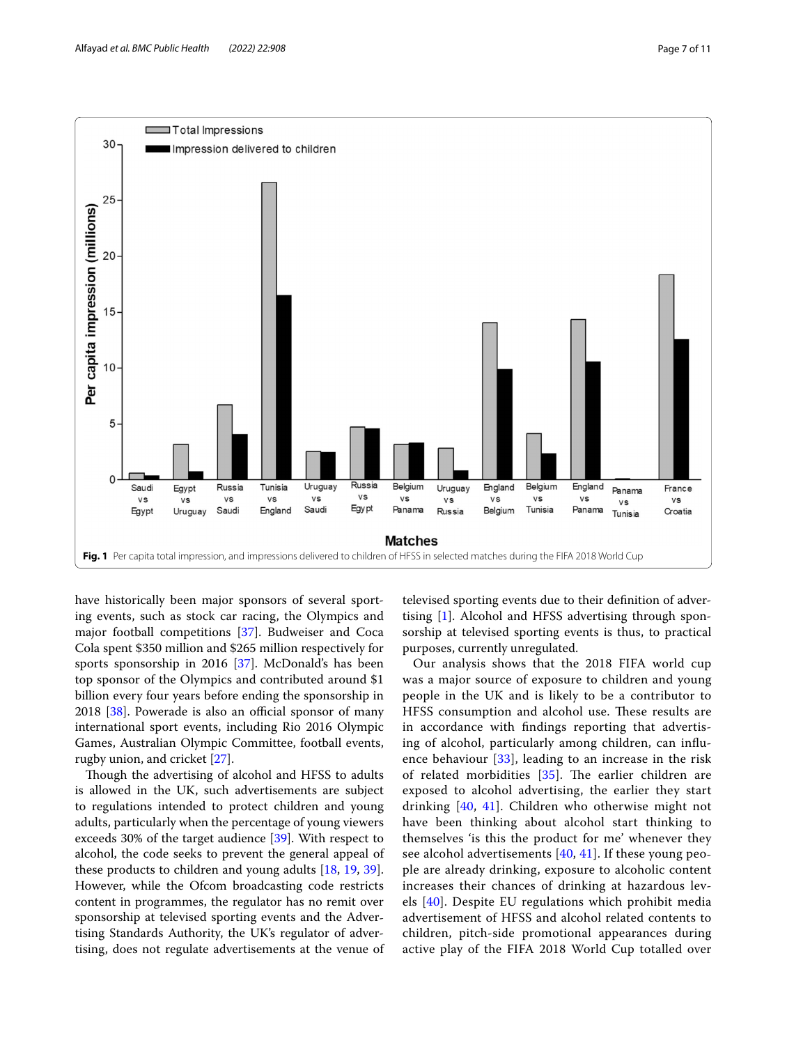Fig. 1 Per capita total impression, and impressions delivered to children of HFSS in selected matches during the FIFA 2018 World Cup

have historically been major sponsors of several sporting events, such as stock car racing, the Olympics and major football competitions [37]. Budweiser and Coca Cola spent $350 million and $265 million respectively for sports sponsorship in 2016 [37]. McDonald's has been top sponsor of the Olympics and contributed around $1 billion every four years before ending the sponsorship in 2018 [38]. Powerade is also an official sponsor of many international sport events, including Rio 2016 Olympic Games, Australian Olympic Committee, football events, rugby union, and cricket [27].

Though the advertising of alcohol and HFSS to adults is allowed in the UK, such advertisements are subject to regulations intended to protect children and young adults, particularly when the percentage of young viewers exceeds 30% of the target audience [39]. With respect to alcohol, the code seeks to prevent the general appeal of these products to children and young adults [18, 19, 39]. However, while the Ofcom broadcasting code restricts content in programmes, the regulator has no remit over sponsorship at televised sporting events and the Advertising Standards Authority, the UK's regulator of advertising, does not regulate advertisements at the venue of televised sporting events due to their definition of advertising [1]. Alcohol and HFSS advertising through sponsorship at televised sporting events is thus, to practical purposes, currently unregulated.

Our analysis shows that the 2018 FIFA world cup was a major source of exposure to children and young people in the UK and is likely to be a contributor to HFSS consumption and alcohol use. These results are in accordance with findings reporting that advertising of alcohol, particularly among children, can influence behaviour [33], leading to an increase in the risk of related morbidities [35]. The earlier children are exposed to alcohol advertising, the earlier they start drinking [40, 41]. Children who otherwise might not have been thinking about alcohol start thinking to themselves 'is this the product for me' whenever they see alcohol advertisements [40, 41]. If these young people are already drinking, exposure to alcoholic content increases their chances of drinking at hazardous levels [40]. Despite EU regulations which prohibit media advertisement of HFSS and alcohol related contents to children, pitch-side promotional appearances during active play of the FIFA 2018 World Cup totalled over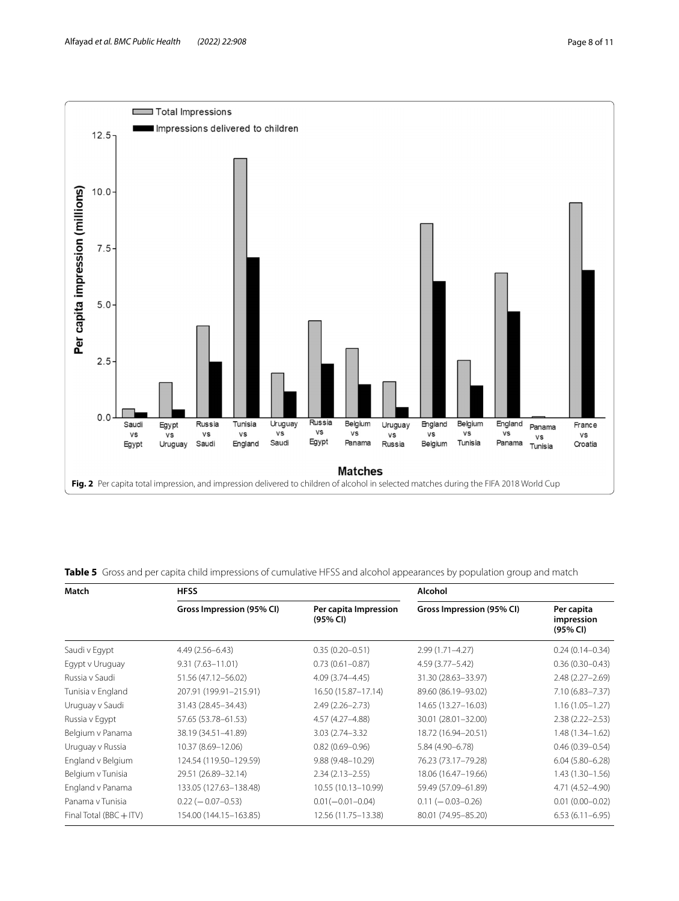**Fig. 2** Per capita total impression, and impression delivered to children of alcohol in selected matches during the FIFA 2018 World Cup

**Table 5** Gross and per capita child impressions of cumulative HFSS and alcohol appearances by population group and match

| Match | HFSS | | Alcohol | |
|---|---|---|---|---|
| | Gross Impression (95% CI) | Per capita Impression (95% CI) | Gross Impression (95% CI) | Per capita impression (95% CI) |
| Saudi v Egypt | 4.49 (2.56–6.43) | 0.35 (0.20–0.51) | 2.99 (1.71–4.27) | 0.24 (0.14–0.34) |
| Egypt v Uruguay | 9.31 (7.63–11.01) | 0.73 (0.61–0.87) | 4.59 (3.77–5.42) | 0.36 (0.30–0.43) |
| Russia v Saudi | 51.56 (47.12–56.02) | 4.09 (3.74–4.45) | 31.30 (28.63–33.97) | 2.48 (2.27–2.69) |
| Tunisia v England | 207.91 (199.91–215.91) | 16.50 (15.87–17.14) | 89.60 (86.19–93.02) | 7.10 (6.83–7.37) |
| Uruguay v Saudi | 31.43 (28.45–34.43) | 2.49 (2.26–2.73) | 14.65 (13.27–16.03) | 1.16 (1.05–1.27) |
| Russia v Egypt | 57.65 (53.78–61.53) | 4.57 (4.27–4.88) | 30.01 (28.01–32.00) | 2.38 (2.22–2.53) |
| Belgium v Panama | 38.19 (34.51–41.89) | 3.03 (2.74–3.32 | 18.72 (16.94–20.51) | 1.48 (1.34–1.62) |
| Uruguay v Russia | 10.37 (8.69–12.06) | 0.82 (0.69–0.96) | 5.84 (4.90–6.78) | 0.46 (0.39–0.54) |
| England v Belgium | 124.54 (119.50–129.59) | 9.88 (9.48–10.29) | 76.23 (73.17–79.28) | 6.04 (5.80–6.28) |
| Belgium v Tunisia | 29.51 (26.89–32.14) | 2.34 (2.13–2.55) | 18.06 (16.47–19.66) | 1.43 (1.30–1.56) |
| England v Panama | 133.05 (127.63–138.48) | 10.55 (10.13–10.99) | 59.49 (57.09–61.89) | 4.71 (4.52–4.90) |
| Panama v Tunisia | 0.22 (− 0.07–0.53) | 0.01(−0.01–0.04) | 0.11 (− 0.03–0.26) | 0.01 (0.00–0.02) |
| Final Total (BBC + ITV) | 154.00 (144.15–163.85) | 12.56 (11.75–13.38) | 80.01 (74.95–85.20) | 6.53 (6.11–6.95) |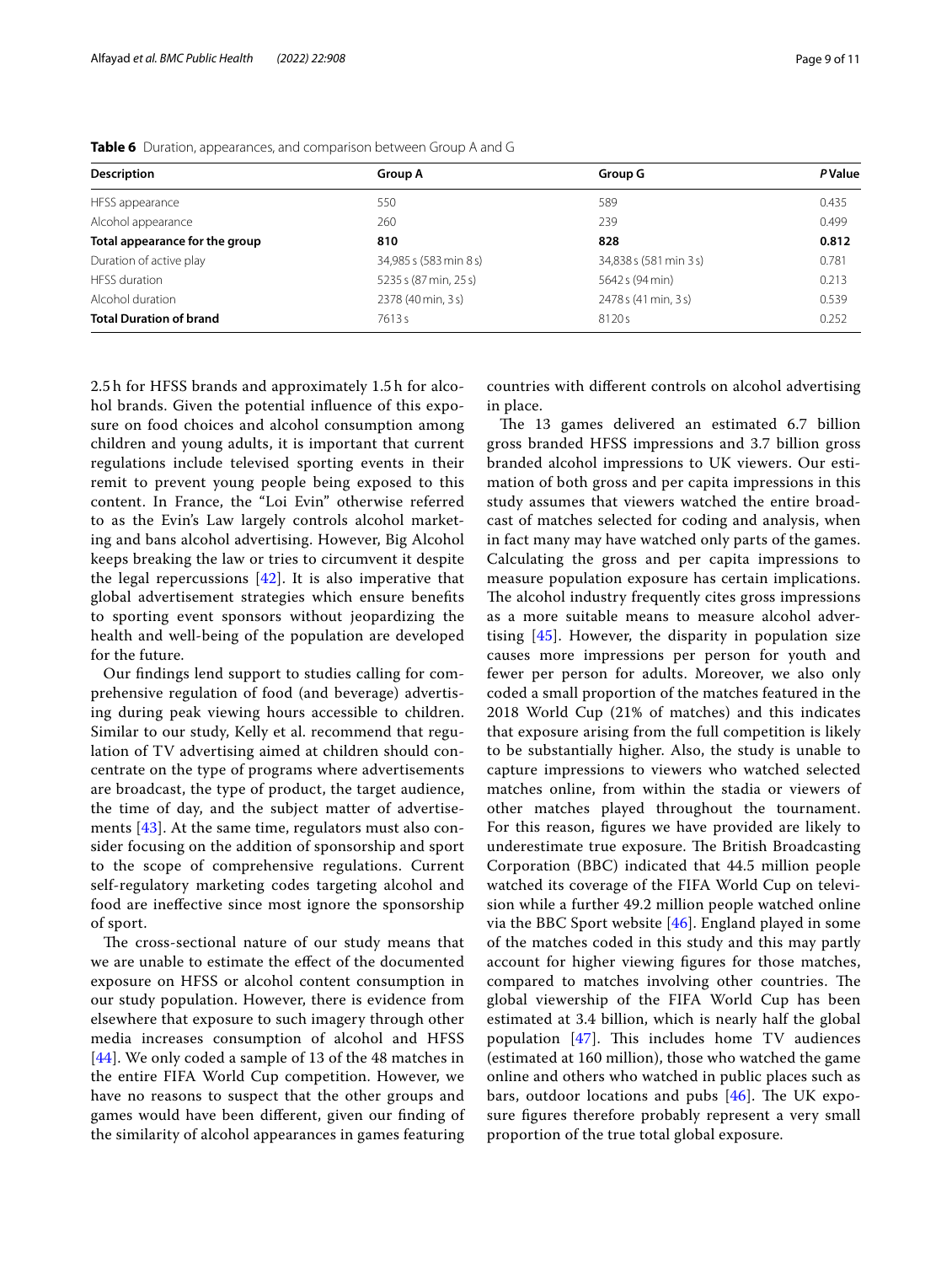**Table 6** Duration, appearances, and comparison between Group A and G

| Description | Group A | Group G | *P* Value |
|---|---|---|---|
| HFSS appearance | 550 | 589 | 0.435 |
| Alcohol appearance | 260 | 239 | 0.499 |
| **Total appearance for the group** | **810** | **828** | **0.812** |
| Duration of active play | 34,985 s (583 min 8 s) | 34,838 s (581 min 3 s) | 0.781 |
| HFSS duration | 5235 s (87 min, 25 s) | 5642 s (94 min) | 0.213 |
| Alcohol duration | 2378 (40 min, 3 s) | 2478 s (41 min, 3 s) | 0.539 |
| **Total Duration of brand** | 7613 s | 8120 s | 0.252 |

2.5 h for HFSS brands and approximately 1.5 h for alcohol brands. Given the potential influence of this exposure on food choices and alcohol consumption among children and young adults, it is important that current regulations include televised sporting events in their remit to prevent young people being exposed to this content. In France, the "Loi Evin" otherwise referred to as the Evin's Law largely controls alcohol marketing and bans alcohol advertising. However, Big Alcohol keeps breaking the law or tries to circumvent it despite the legal repercussions [42]. It is also imperative that global advertisement strategies which ensure benefits to sporting event sponsors without jeopardizing the health and well-being of the population are developed for the future.

Our findings lend support to studies calling for comprehensive regulation of food (and beverage) advertising during peak viewing hours accessible to children. Similar to our study, Kelly et al. recommend that regulation of TV advertising aimed at children should concentrate on the type of programs where advertisements are broadcast, the type of product, the target audience, the time of day, and the subject matter of advertisements [43]. At the same time, regulators must also consider focusing on the addition of sponsorship and sport to the scope of comprehensive regulations. Current self-regulatory marketing codes targeting alcohol and food are ineffective since most ignore the sponsorship of sport.

The cross-sectional nature of our study means that we are unable to estimate the effect of the documented exposure on HFSS or alcohol content consumption in our study population. However, there is evidence from elsewhere that exposure to such imagery through other media increases consumption of alcohol and HFSS [44]. We only coded a sample of 13 of the 48 matches in the entire FIFA World Cup competition. However, we have no reasons to suspect that the other groups and games would have been different, given our finding of the similarity of alcohol appearances in games featuring countries with different controls on alcohol advertising in place.

The 13 games delivered an estimated 6.7 billion gross branded HFSS impressions and 3.7 billion gross branded alcohol impressions to UK viewers. Our estimation of both gross and per capita impressions in this study assumes that viewers watched the entire broadcast of matches selected for coding and analysis, when in fact many may have watched only parts of the games. Calculating the gross and per capita impressions to measure population exposure has certain implications. The alcohol industry frequently cites gross impressions as a more suitable means to measure alcohol advertising [45]. However, the disparity in population size causes more impressions per person for youth and fewer per person for adults. Moreover, we also only coded a small proportion of the matches featured in the 2018 World Cup (21% of matches) and this indicates that exposure arising from the full competition is likely to be substantially higher. Also, the study is unable to capture impressions to viewers who watched selected matches online, from within the stadia or viewers of other matches played throughout the tournament. For this reason, figures we have provided are likely to underestimate true exposure. The British Broadcasting Corporation (BBC) indicated that 44.5 million people watched its coverage of the FIFA World Cup on television while a further 49.2 million people watched online via the BBC Sport website [46]. England played in some of the matches coded in this study and this may partly account for higher viewing figures for those matches, compared to matches involving other countries. The global viewership of the FIFA World Cup has been estimated at 3.4 billion, which is nearly half the global population [47]. This includes home TV audiences (estimated at 160 million), those who watched the game online and others who watched in public places such as bars, outdoor locations and pubs [46]. The UK exposure figures therefore probably represent a very small proportion of the true total global exposure.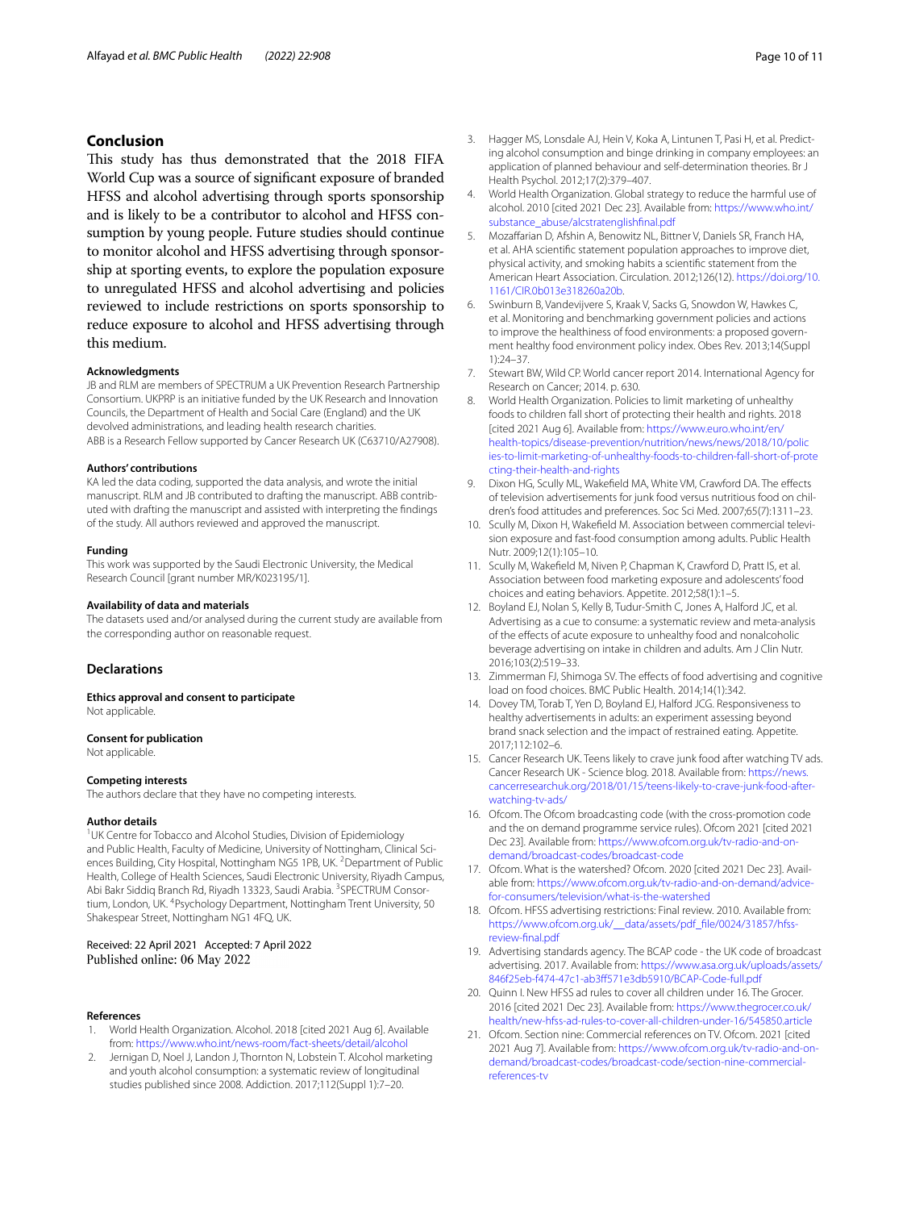## Conclusion

This study has thus demonstrated that the 2018 FIFA World Cup was a source of significant exposure of branded HFSS and alcohol advertising through sports sponsorship and is likely to be a contributor to alcohol and HFSS consumption by young people. Future studies should continue to monitor alcohol and HFSS advertising through sponsorship at sporting events, to explore the population exposure to unregulated HFSS and alcohol advertising and policies reviewed to include restrictions on sports sponsorship to reduce exposure to alcohol and HFSS advertising through this medium.

#### Acknowledgments

JB and RLM are members of SPECTRUM a UK Prevention Research Partnership Consortium. UKPRP is an initiative funded by the UK Research and Innovation Councils, the Department of Health and Social Care (England) and the UK devolved administrations, and leading health research charities.
ABB is a Research Fellow supported by Cancer Research UK (C63710/A27908).

#### Authors' contributions

KA led the data coding, supported the data analysis, and wrote the initial manuscript. RLM and JB contributed to drafting the manuscript. ABB contributed with drafting the manuscript and assisted with interpreting the findings of the study. All authors reviewed and approved the manuscript.

#### Funding

This work was supported by the Saudi Electronic University, the Medical Research Council [grant number MR/K023195/1].

#### Availability of data and materials

The datasets used and/or analysed during the current study are available from the corresponding author on reasonable request.

## Declarations

#### Ethics approval and consent to participate

Not applicable.

#### Consent for publication

Not applicable.

#### Competing interests

The authors declare that they have no competing interests.

#### Author details

[1]UK Centre for Tobacco and Alcohol Studies, Division of Epidemiology and Public Health, Faculty of Medicine, University of Nottingham, Clinical Sciences Building, City Hospital, Nottingham NG5 1PB, UK. [2]Department of Public Health, College of Health Sciences, Saudi Electronic University, Riyadh Campus, Abi Bakr Siddiq Branch Rd, Riyadh 13323, Saudi Arabia. [3]SPECTRUM Consortium, London, UK. [4]Psychology Department, Nottingham Trent University, 50 Shakespear Street, Nottingham NG1 4FQ, UK.

Received: 22 April 2021 Accepted: 7 April 2022
Published online: 06 May 2022

#### References

1. World Health Organization. Alcohol. 2018 [cited 2021 Aug 6]. Available from: https://www.who.int/news-room/fact-sheets/detail/alcohol
2. Jernigan D, Noel J, Landon J, Thornton N, Lobstein T. Alcohol marketing and youth alcohol consumption: a systematic review of longitudinal studies published since 2008. Addiction. 2017;112(Suppl 1):7–20.
3. Hagger MS, Lonsdale AJ, Hein V, Koka A, Lintunen T, Pasi H, et al. Predicting alcohol consumption and binge drinking in company employees: an application of planned behaviour and self-determination theories. Br J Health Psychol. 2012;17(2):379–407.
4. World Health Organization. Global strategy to reduce the harmful use of alcohol. 2010 [cited 2021 Dec 23]. Available from: https://www.who.int/substance_abuse/alcstratenglishfinal.pdf
5. Mozaffarian D, Afshin A, Benowitz NL, Bittner V, Daniels SR, Franch HA, et al. AHA scientific statement population approaches to improve diet, physical activity, and smoking habits a scientific statement from the American Heart Association. Circulation. 2012;126(12). https://doi.org/10.1161/CIR.0b013e318260a20b.
6. Swinburn B, Vandevijvere S, Kraak V, Sacks G, Snowdon W, Hawkes C, et al. Monitoring and benchmarking government policies and actions to improve the healthiness of food environments: a proposed government healthy food environment policy index. Obes Rev. 2013;14(Suppl 1):24–37.
7. Stewart BW, Wild CP. World cancer report 2014. International Agency for Research on Cancer; 2014. p. 630.
8. World Health Organization. Policies to limit marketing of unhealthy foods to children fall short of protecting their health and rights. 2018 [cited 2021 Aug 6]. Available from: https://www.euro.who.int/en/health-topics/disease-prevention/nutrition/news/news/2018/10/policies-to-limit-marketing-of-unhealthy-foods-to-children-fall-short-of-protecting-their-health-and-rights
9. Dixon HG, Scully ML, Wakefield MA, White VM, Crawford DA. The effects of television advertisements for junk food versus nutritious food on children's food attitudes and preferences. Soc Sci Med. 2007;65(7):1311–23.
10. Scully M, Dixon H, Wakefield M. Association between commercial television exposure and fast-food consumption among adults. Public Health Nutr. 2009;12(1):105–10.
11. Scully M, Wakefield M, Niven P, Chapman K, Crawford D, Pratt IS, et al. Association between food marketing exposure and adolescents' food choices and eating behaviors. Appetite. 2012;58(1):1–5.
12. Boyland EJ, Nolan S, Kelly B, Tudur-Smith C, Jones A, Halford JC, et al. Advertising as a cue to consume: a systematic review and meta-analysis of the effects of acute exposure to unhealthy food and nonalcoholic beverage advertising on intake in children and adults. Am J Clin Nutr. 2016;103(2):519–33.
13. Zimmerman FJ, Shimoga SV. The effects of food advertising and cognitive load on food choices. BMC Public Health. 2014;14(1):342.
14. Dovey TM, Torab T, Yen D, Boyland EJ, Halford JCG. Responsiveness to healthy advertisements in adults: an experiment assessing beyond brand snack selection and the impact of restrained eating. Appetite. 2017;112:102–6.
15. Cancer Research UK. Teens likely to crave junk food after watching TV ads. Cancer Research UK - Science blog. 2018. Available from: https://news.cancerresearchuk.org/2018/01/15/teens-likely-to-crave-junk-food-after-watching-tv-ads/
16. Ofcom. The Ofcom broadcasting code (with the cross-promotion code and the on demand programme service rules). Ofcom 2021 [cited 2021 Dec 23]. Available from: https://www.ofcom.org.uk/tv-radio-and-on-demand/broadcast-codes/broadcast-code
17. Ofcom. What is the watershed? Ofcom. 2020 [cited 2021 Dec 23]. Available from: https://www.ofcom.org.uk/tv-radio-and-on-demand/advice-for-consumers/television/what-is-the-watershed
18. Ofcom. HFSS advertising restrictions: Final review. 2010. Available from: https://www.ofcom.org.uk/__data/assets/pdf_file/0024/31857/hfss-review-final.pdf
19. Advertising standards agency. The BCAP code - the UK code of broadcast advertising. 2017. Available from: https://www.asa.org.uk/uploads/assets/846f25eb-f474-47c1-ab3ff571e3db5910/BCAP-Code-full.pdf
20. Quinn I. New HFSS ad rules to cover all children under 16. The Grocer. 2016 [cited 2021 Dec 23]. Available from: https://www.thegrocer.co.uk/health/new-hfss-ad-rules-to-cover-all-children-under-16/545850.article
21. Ofcom. Section nine: Commercial references on TV. Ofcom. 2021 [cited 2021 Aug 7]. Available from: https://www.ofcom.org.uk/tv-radio-and-on-demand/broadcast-codes/broadcast-code/section-nine-commercial-references-tv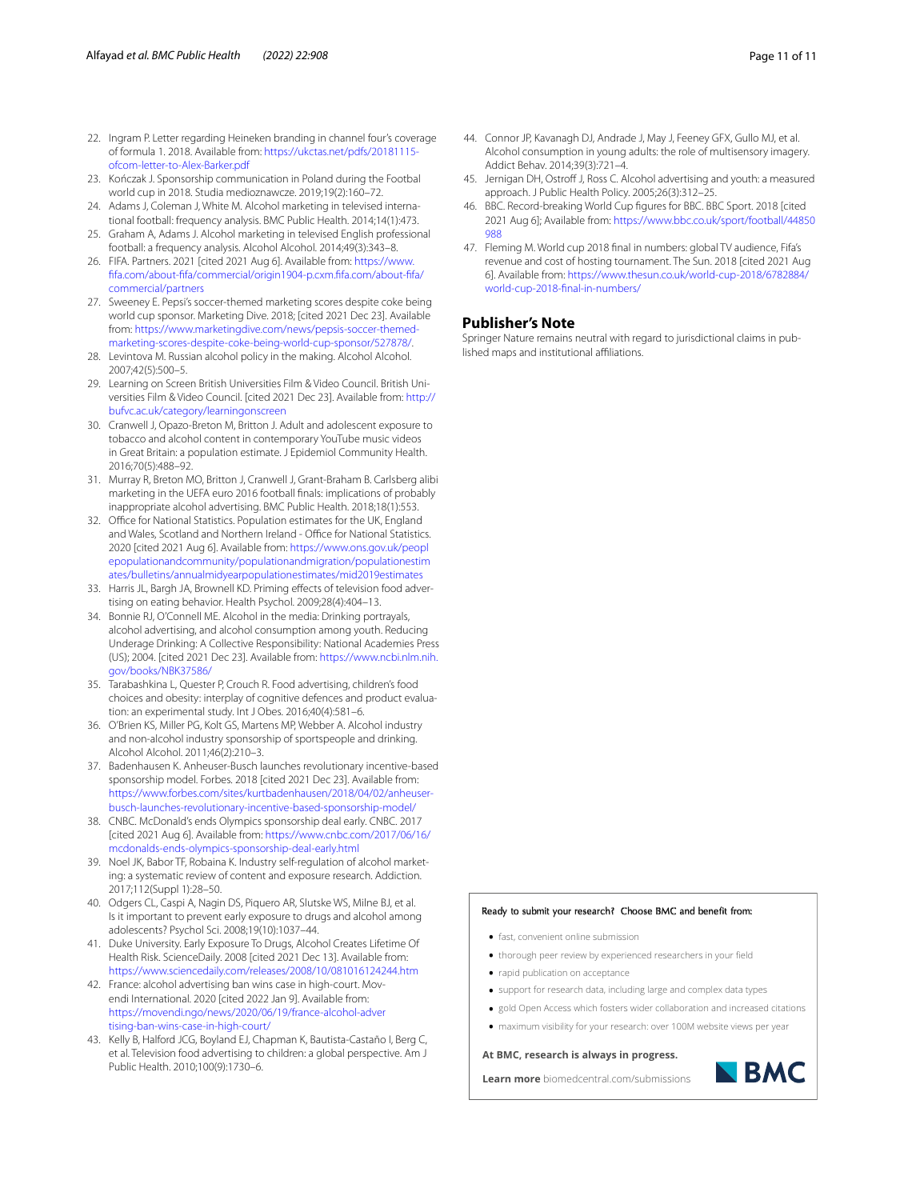22. Ingram P. Letter regarding Heineken branding in channel four's coverage of formula 1. 2018. Available from: https://ukctas.net/pdfs/20181115-ofcom-letter-to-Alex-Barker.pdf
23. Kończak J. Sponsorship communication in Poland during the Footbal world cup in 2018. Studia medioznawcze. 2019;19(2):160–72.
24. Adams J, Coleman J, White M. Alcohol marketing in televised international football: frequency analysis. BMC Public Health. 2014;14(1):473.
25. Graham A, Adams J. Alcohol marketing in televised English professional football: a frequency analysis. Alcohol Alcohol. 2014;49(3):343–8.
26. FIFA. Partners. 2021 [cited 2021 Aug 6]. Available from: https://www.fifa.com/about-fifa/commercial/origin1904-p.cxm.fifa.com/about-fifa/commercial/partners
27. Sweeney E. Pepsi's soccer-themed marketing scores despite coke being world cup sponsor. Marketing Dive. 2018; [cited 2021 Dec 23]. Available from: https://www.marketingdive.com/news/pepsis-soccer-themed-marketing-scores-despite-coke-being-world-cup-sponsor/527878/.
28. Levintova M. Russian alcohol policy in the making. Alcohol Alcohol. 2007;42(5):500–5.
29. Learning on Screen British Universities Film & Video Council. British Universities Film & Video Council. [cited 2021 Dec 23]. Available from: http://bufvc.ac.uk/category/learningonscreen
30. Cranwell J, Opazo-Breton M, Britton J. Adult and adolescent exposure to tobacco and alcohol content in contemporary YouTube music videos in Great Britain: a population estimate. J Epidemiol Community Health. 2016;70(5):488–92.
31. Murray R, Breton MO, Britton J, Cranwell J, Grant-Braham B. Carlsberg alibi marketing in the UEFA euro 2016 football finals: implications of probably inappropriate alcohol advertising. BMC Public Health. 2018;18(1):553.
32. Office for National Statistics. Population estimates for the UK, England and Wales, Scotland and Northern Ireland - Office for National Statistics. 2020 [cited 2021 Aug 6]. Available from: https://www.ons.gov.uk/peoplepopulationandcommunity/populationandmigration/populationestimates/bulletins/annualmidyearpopulationestimates/mid2019estimates
33. Harris JL, Bargh JA, Brownell KD. Priming effects of television food advertising on eating behavior. Health Psychol. 2009;28(4):404–13.
34. Bonnie RJ, O'Connell ME. Alcohol in the media: Drinking portrayals, alcohol advertising, and alcohol consumption among youth. Reducing Underage Drinking: A Collective Responsibility: National Academies Press (US); 2004. [cited 2021 Dec 23]. Available from: https://www.ncbi.nlm.nih.gov/books/NBK37586/
35. Tarabashkina L, Quester P, Crouch R. Food advertising, children's food choices and obesity: interplay of cognitive defences and product evaluation: an experimental study. Int J Obes. 2016;40(4):581–6.
36. O'Brien KS, Miller PG, Kolt GS, Martens MP, Webber A. Alcohol industry and non-alcohol industry sponsorship of sportspeople and drinking. Alcohol Alcohol. 2011;46(2):210–3.
37. Badenhausen K. Anheuser-Busch launches revolutionary incentive-based sponsorship model. Forbes. 2018 [cited 2021 Dec 23]. Available from: https://www.forbes.com/sites/kurtbadenhausen/2018/04/02/anheuser-busch-launches-revolutionary-incentive-based-sponsorship-model/
38. CNBC. McDonald's ends Olympics sponsorship deal early. CNBC. 2017 [cited 2021 Aug 6]. Available from: https://www.cnbc.com/2017/06/16/mcdonalds-ends-olympics-sponsorship-deal-early.html
39. Noel JK, Babor TF, Robaina K. Industry self-regulation of alcohol marketing: a systematic review of content and exposure research. Addiction. 2017;112(Suppl 1):28–50.
40. Odgers CL, Caspi A, Nagin DS, Piquero AR, Slutske WS, Milne BJ, et al. Is it important to prevent early exposure to drugs and alcohol among adolescents? Psychol Sci. 2008;19(10):1037–44.
41. Duke University. Early Exposure To Drugs, Alcohol Creates Lifetime Of Health Risk. ScienceDaily. 2008 [cited 2021 Dec 13]. Available from: https://www.sciencedaily.com/releases/2008/10/081016124244.htm
42. France: alcohol advertising ban wins case in high-court. Movendi International. 2020 [cited 2022 Jan 9]. Available from: https://movendi.ngo/news/2020/06/19/france-alcohol-advertising-ban-wins-case-in-high-court/
43. Kelly B, Halford JCG, Boyland EJ, Chapman K, Bautista-Castaño I, Berg C, et al. Television food advertising to children: a global perspective. Am J Public Health. 2010;100(9):1730–6.
44. Connor JP, Kavanagh DJ, Andrade J, May J, Feeney GFX, Gullo MJ, et al. Alcohol consumption in young adults: the role of multisensory imagery. Addict Behav. 2014;39(3):721–4.
45. Jernigan DH, Ostroff J, Ross C. Alcohol advertising and youth: a measured approach. J Public Health Policy. 2005;26(3):312–25.
46. BBC. Record-breaking World Cup figures for BBC. BBC Sport. 2018 [cited 2021 Aug 6]; Available from: https://www.bbc.co.uk/sport/football/44850988
47. Fleming M. World cup 2018 final in numbers: global TV audience, Fifa's revenue and cost of hosting tournament. The Sun. 2018 [cited 2021 Aug 6]. Available from: https://www.thesun.co.uk/world-cup-2018/6782884/world-cup-2018-final-in-numbers/

## Publisher's Note

Springer Nature remains neutral with regard to jurisdictional claims in published maps and institutional affiliations.

Ready to submit your research? Choose BMC and benefit from:

- fast, convenient online submission
- thorough peer review by experienced researchers in your field
- rapid publication on acceptance
- support for research data, including large and complex data types
- gold Open Access which fosters wider collaboration and increased citations
- maximum visibility for your research: over 100M website views per year

**At BMC, research is always in progress.**

**Learn more** biomedcentral.com/submissions

BMC